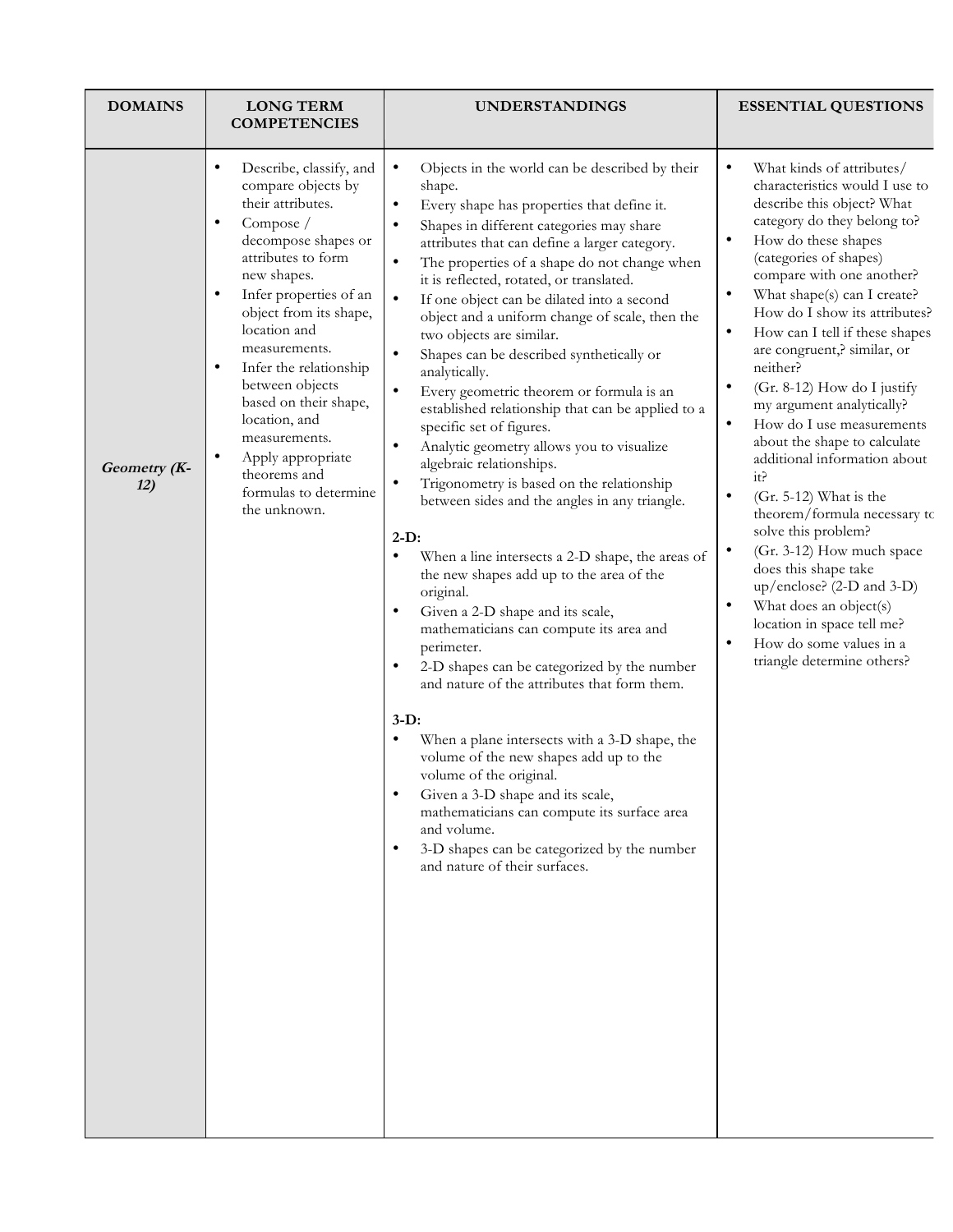| DOMAINS | LONG TERM COMPETENCIES | UNDERSTANDINGS | ESSENTIAL QUESTIONS |
|---|---|---|---|
| ***Geometry (K-12)*** | • Describe, classify, and compare objects by their attributes.<br>• Compose / decompose shapes or attributes to form new shapes.<br>• Infer properties of an object from its shape, location and measurements.<br>• Infer the relationship between objects based on their shape, location, and measurements.<br>• Apply appropriate theorems and formulas to determine the unknown. | • Objects in the world can be described by their shape.<br>• Every shape has properties that define it.<br>• Shapes in different categories may share attributes that can define a larger category.<br>• The properties of a shape do not change when it is reflected, rotated, or translated.<br>• If one object can be dilated into a second object and a uniform change of scale, then the two objects are similar.<br>• Shapes can be described synthetically or analytically.<br>• Every geometric theorem or formula is an established relationship that can be applied to a specific set of figures.<br>• Analytic geometry allows you to visualize algebraic relationships.<br>• Trigonometry is based on the relationship between sides and the angles in any triangle.<br><br>**2-D:**<br>• When a line intersects a 2-D shape, the areas of the new shapes add up to the area of the original.<br>• Given a 2-D shape and its scale, mathematicians can compute its area and perimeter.<br>• 2-D shapes can be categorized by the number and nature of the attributes that form them.<br><br>**3-D:**<br>• When a plane intersects with a 3-D shape, the volume of the new shapes add up to the volume of the original.<br>• Given a 3-D shape and its scale, mathematicians can compute its surface area and volume.<br>• 3-D shapes can be categorized by the number and nature of their surfaces. | • What kinds of attributes/ characteristics would I use to describe this object? What category do they belong to?<br>• How do these shapes (categories of shapes) compare with one another?<br>• What shape(s) can I create? How do I show its attributes?<br>• How can I tell if these shapes are congruent,? similar, or neither?<br>• (Gr. 8-12) How do I justify my argument analytically?<br>• How do I use measurements about the shape to calculate additional information about it?<br>• (Gr. 5-12) What is the theorem/formula necessary to solve this problem?<br>• (Gr. 3-12) How much space does this shape take up/enclose? (2-D and 3-D)<br>• What does an object(s) location in space tell me?<br>• How do some values in a triangle determine others? |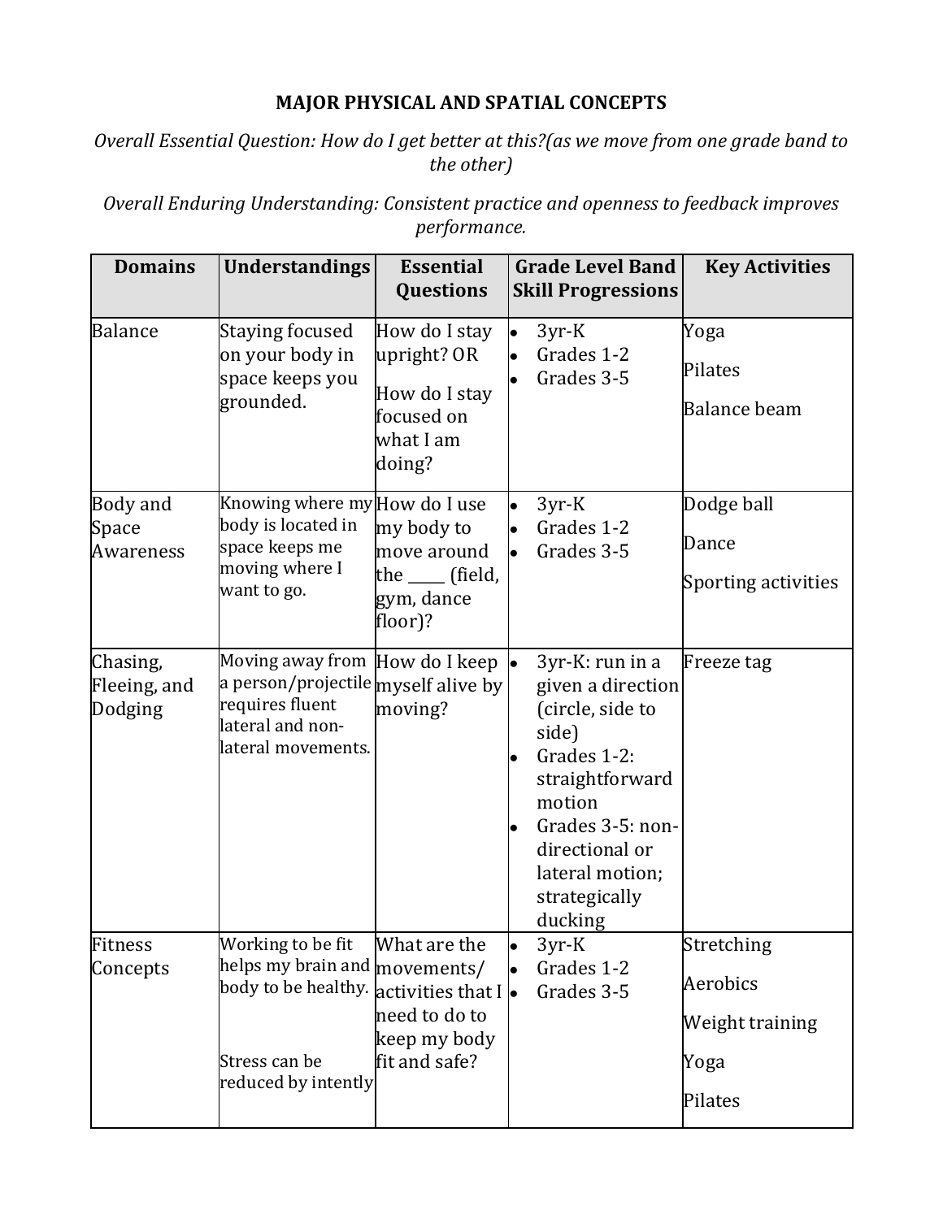**MAJOR PHYSICAL AND SPATIAL CONCEPTS**

*Overall Essential Question: How do I get better at this?(as we move from one grade band to the other)*

*Overall Enduring Understanding: Consistent practice and openness to feedback improves performance.*

| Domains | Understandings | Essential Questions | Grade Level Band Skill Progressions | Key Activities |
|---|---|---|---|---|
| Balance | Staying focused on your body in space keeps you grounded. | How do I stay upright? OR<br>How do I stay focused on what I am doing? | • 3yr-K<br>• Grades 1-2<br>• Grades 3-5 | Yoga<br>Pilates<br>Balance beam |
| Body and Space Awareness | Knowing where my body is located in space keeps me moving where I want to go. | How do I use my body to move around the _____ (field, gym, dance floor)? | • 3yr-K<br>• Grades 1-2<br>• Grades 3-5 | Dodge ball<br>Dance<br>Sporting activities |
| Chasing, Fleeing, and Dodging | Moving away from a person/projectile requires fluent lateral and non-lateral movements. | How do I keep myself alive by moving? | • 3yr-K: run in a given a direction (circle, side to side)<br>• Grades 1-2: straightforward motion<br>• Grades 3-5: non-directional or lateral motion; strategically ducking | Freeze tag |
| Fitness Concepts | Working to be fit helps my brain and body to be healthy.<br><br>Stress can be reduced by intently | What are the movements/ activities that I need to do to keep my body fit and safe? | • 3yr-K<br>• Grades 1-2<br>• Grades 3-5 | Stretching<br>Aerobics<br>Weight training<br>Yoga<br>Pilates |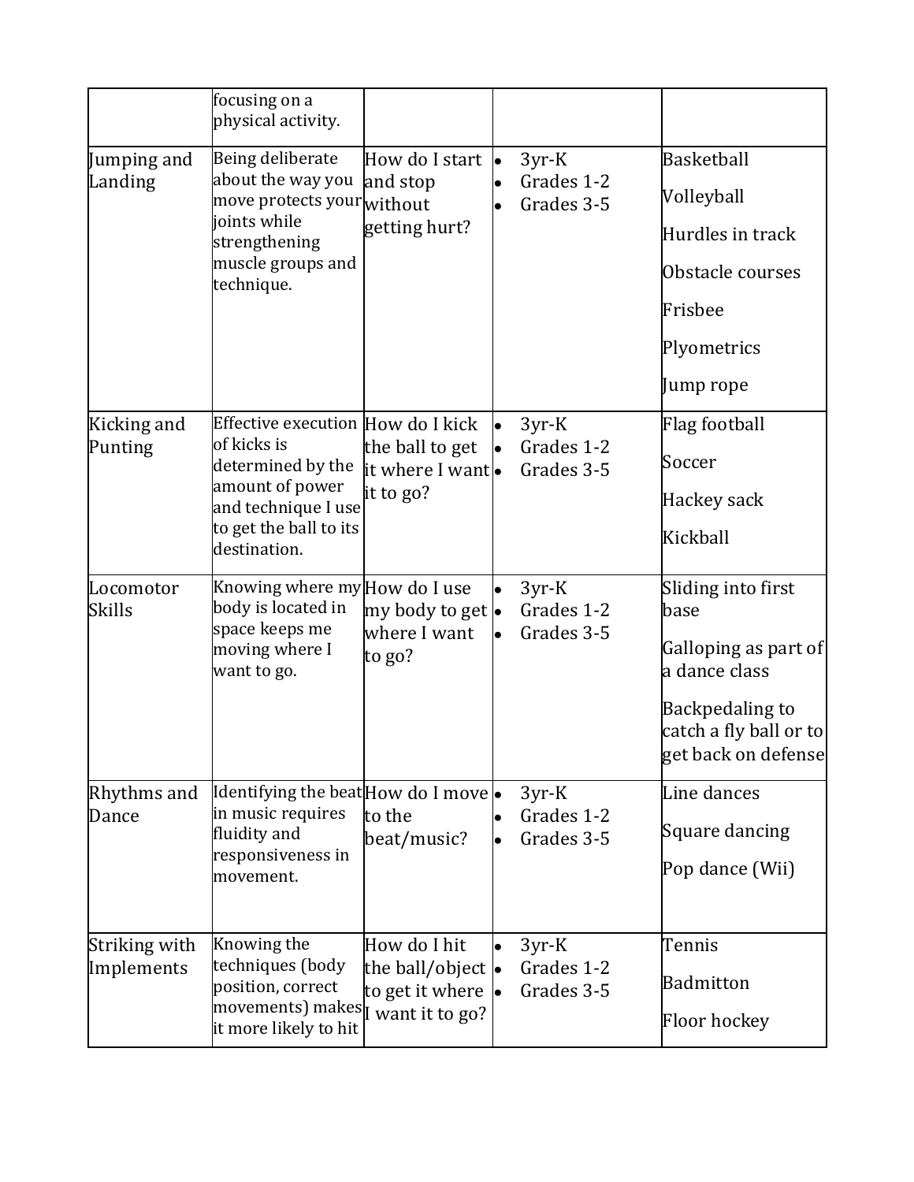|  | focusing on a physical activity. |  |  |  |
|---|---|---|---|---|
| Jumping and Landing | Being deliberate about the way you move protects your joints while strengthening muscle groups and technique. | How do I start and stop without getting hurt? | • 3yr-K<br>• Grades 1-2<br>• Grades 3-5 | Basketball<br>Volleyball<br>Hurdles in track<br>Obstacle courses<br>Frisbee<br>Plyometrics<br>Jump rope |
| Kicking and Punting | Effective execution of kicks is determined by the amount of power and technique I use to get the ball to its destination. | How do I kick the ball to get it where I want it to go? | • 3yr-K<br>• Grades 1-2<br>• Grades 3-5 | Flag football<br>Soccer<br>Hackey sack<br>Kickball |
| Locomotor Skills | Knowing where my body is located in space keeps me moving where I want to go. | How do I use my body to get where I want to go? | • 3yr-K<br>• Grades 1-2<br>• Grades 3-5 | Sliding into first base<br>Galloping as part of a dance class<br>Backpedaling to catch a fly ball or to get back on defense |
| Rhythms and Dance | Identifying the beat in music requires fluidity and responsiveness in movement. | How do I move to the beat/music? | • 3yr-K<br>• Grades 1-2<br>• Grades 3-5 | Line dances<br>Square dancing<br>Pop dance (Wii) |
| Striking with Implements | Knowing the techniques (body position, correct movements) makes it more likely to hit | How do I hit the ball/object to get it where I want it to go? | • 3yr-K<br>• Grades 1-2<br>• Grades 3-5 | Tennis<br>Badmitton<br>Floor hockey |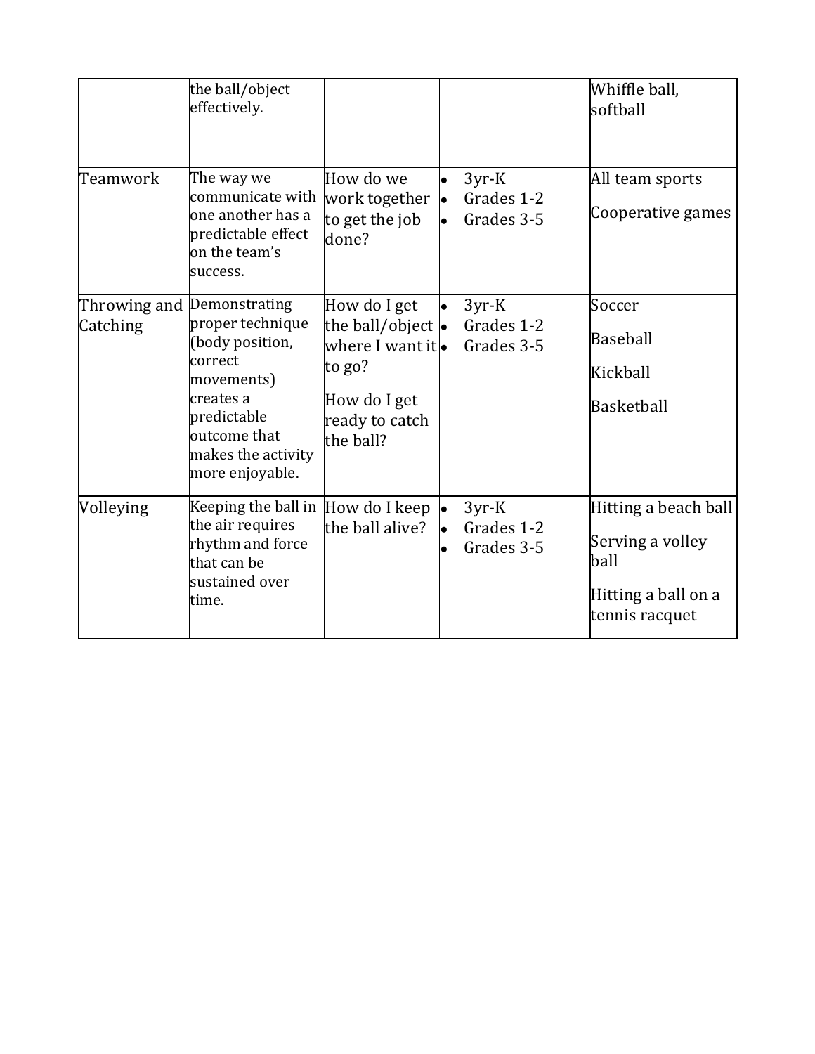|  |  |  |  |  |
| --- | --- | --- | --- | --- |
|  | the ball/object effectively. |  |  | Whiffle ball, softball |
| Teamwork | The way we communicate with one another has a predictable effect on the team's success. | How do we work together to get the job done? | • 3yr-K<br>• Grades 1-2<br>• Grades 3-5 | All team sports<br><br>Cooperative games |
| Throwing and Catching | Demonstrating proper technique (body position, correct movements) creates a predictable outcome that makes the activity more enjoyable. | How do I get the ball/object where I want it to go?<br><br>How do I get ready to catch the ball? | • 3yr-K<br>• Grades 1-2<br>• Grades 3-5 | Soccer<br><br>Baseball<br><br>Kickball<br><br>Basketball |
| Volleying | Keeping the ball in the air requires rhythm and force that can be sustained over time. | How do I keep the ball alive? | • 3yr-K<br>• Grades 1-2<br>• Grades 3-5 | Hitting a beach ball<br><br>Serving a volley ball<br><br>Hitting a ball on a tennis racquet |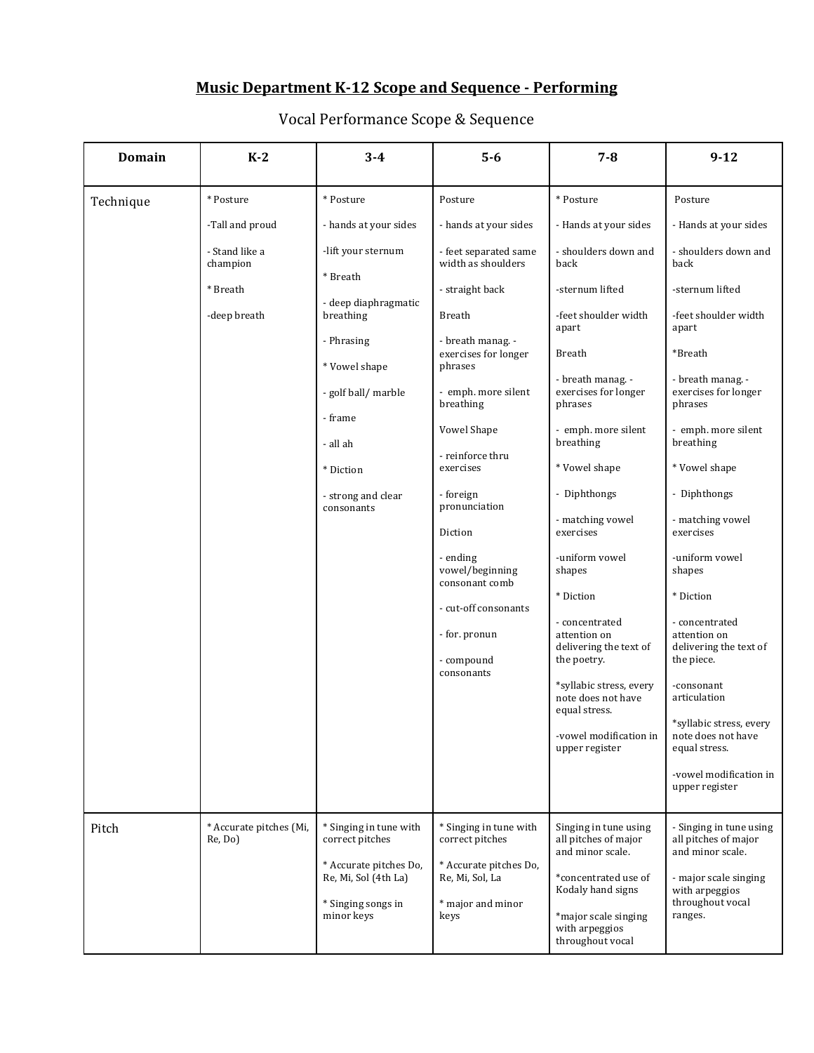# Music Department K-12 Scope and Sequence - Performing

## Vocal Performance Scope & Sequence

| Domain | K-2 | 3-4 | 5-6 | 7-8 | 9-12 |
|---|---|---|---|---|---|
| Technique | * Posture<br>-Tall and proud<br>- Stand like a champion<br>* Breath<br>-deep breath | * Posture<br>- hands at your sides<br>-lift your sternum<br>* Breath<br>- deep diaphragmatic breathing<br>- Phrasing<br>* Vowel shape<br>- golf ball/ marble<br>- frame<br>- all ah<br>* Diction<br>- strong and clear consonants | Posture<br>- hands at your sides<br>- feet separated same width as shoulders<br>- straight back<br>Breath<br>- breath manag. - exercises for longer phrases<br>- emph. more silent breathing<br>Vowel Shape<br>- reinforce thru exercises<br>- foreign pronunciation<br>Diction<br>- ending vowel/beginning consonant comb<br>- cut-off consonants<br>- for. pronun<br>- compound consonants | * Posture<br>- Hands at your sides<br>- shoulders down and back<br>-sternum lifted<br>-feet shoulder width apart<br>Breath<br>- breath manag. - exercises for longer phrases<br>- emph. more silent breathing<br>* Vowel shape<br>- Diphthongs<br>- matching vowel exercises<br>-uniform vowel shapes<br>* Diction<br>- concentrated attention on delivering the text of the poetry.<br>*syllabic stress, every note does not have equal stress.<br>-vowel modification in upper register | Posture<br>- Hands at your sides<br>- shoulders down and back<br>-sternum lifted<br>-feet shoulder width apart<br>*Breath<br>- breath manag. - exercises for longer phrases<br>- emph. more silent breathing<br>* Vowel shape<br>- Diphthongs<br>- matching vowel exercises<br>-uniform vowel shapes<br>* Diction<br>- concentrated attention on delivering the text of the piece.<br>-consonant articulation<br>*syllabic stress, every note does not have equal stress.<br>-vowel modification in upper register |
| Pitch | * Accurate pitches (Mi, Re, Do) | * Singing in tune with correct pitches<br>* Accurate pitches Do, Re, Mi, Sol (4th La)<br>* Singing songs in minor keys | * Singing in tune with correct pitches<br>* Accurate pitches Do, Re, Mi, Sol, La<br>* major and minor keys | Singing in tune using all pitches of major and minor scale.<br>*concentrated use of Kodaly hand signs<br>*major scale singing with arpeggios throughout vocal | - Singing in tune using all pitches of major and minor scale.<br>- major scale singing with arpeggios throughout vocal ranges. |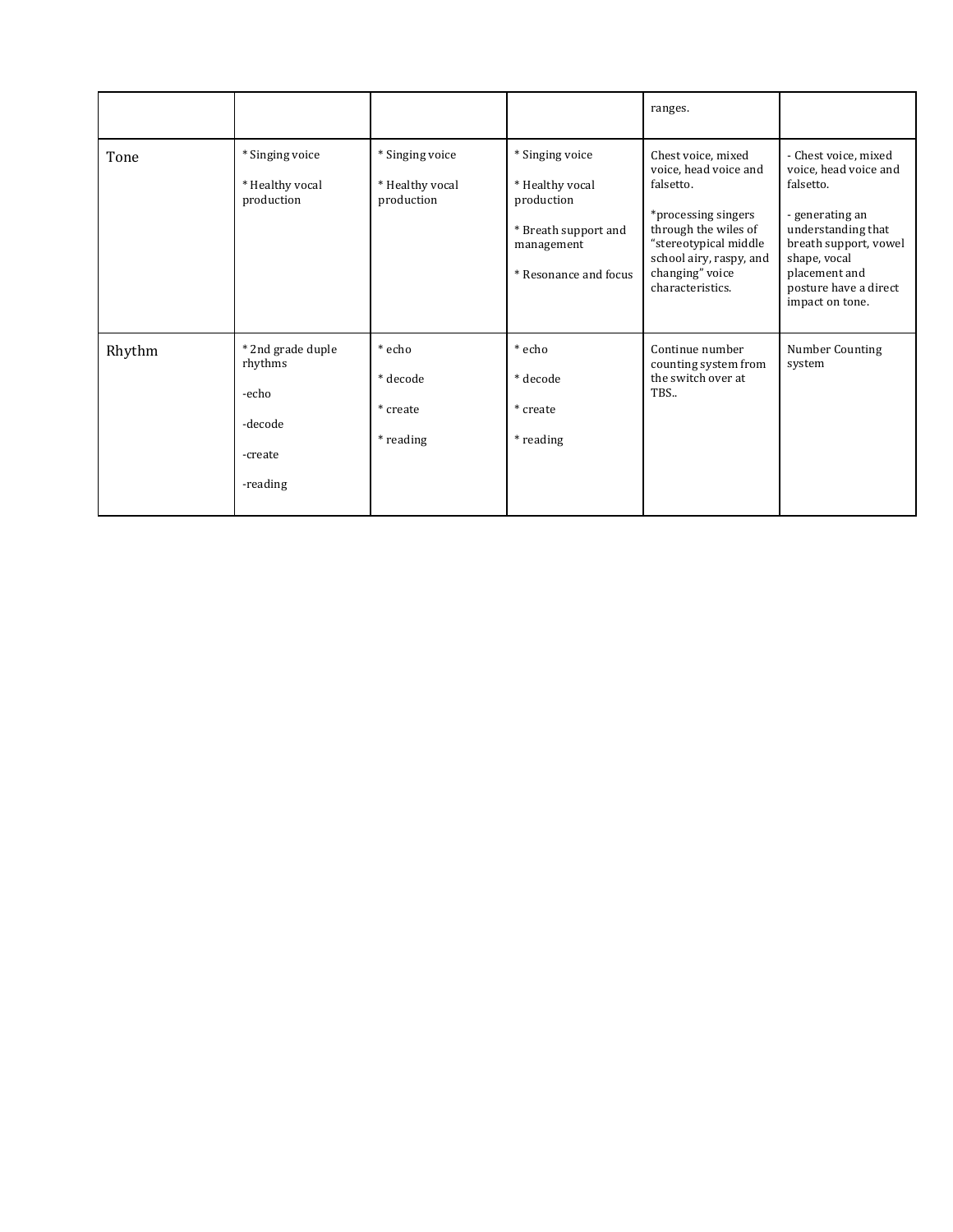| | | | | | |
|---|---|---|---|---|---|
| | | | | ranges. | |
| Tone | * Singing voice<br><br>* Healthy vocal production | * Singing voice<br><br>* Healthy vocal production | * Singing voice<br><br>* Healthy vocal production<br><br>* Breath support and management<br><br>* Resonance and focus | Chest voice, mixed voice, head voice and falsetto.<br><br>*processing singers through the wiles of "stereotypical middle school airy, raspy, and changing" voice characteristics. | - Chest voice, mixed voice, head voice and falsetto.<br><br>- generating an understanding that breath support, vowel shape, vocal placement and posture have a direct impact on tone. |
| Rhythm | * 2nd grade duple rhythms<br><br>-echo<br><br>-decode<br><br>-create<br><br>-reading | * echo<br><br>* decode<br><br>* create<br><br>* reading | * echo<br><br>* decode<br><br>* create<br><br>* reading | Continue number counting system from the switch over at TBS.. | Number Counting system |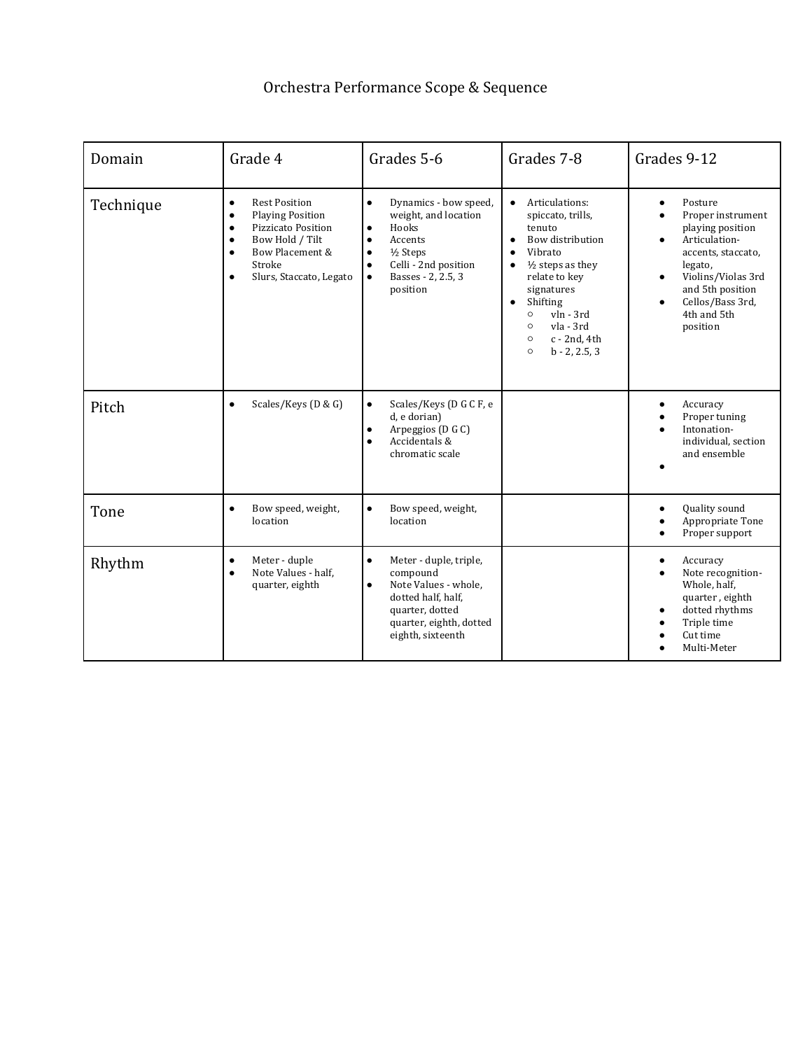# Orchestra Performance Scope & Sequence

| Domain | Grade 4 | Grades 5-6 | Grades 7-8 | Grades 9-12 |
|---|---|---|---|---|
| Technique | • Rest Position<br>• Playing Position<br>• Pizzicato Position<br>• Bow Hold / Tilt<br>• Bow Placement & Stroke<br>• Slurs, Staccato, Legato | • Dynamics - bow speed, weight, and location<br>• Hooks<br>• Accents<br>• ½ Steps<br>• Celli - 2nd position<br>• Basses - 2, 2.5, 3 position | • Articulations: spiccato, trills, tenuto<br>• Bow distribution<br>• Vibrato<br>• ½ steps as they relate to key signatures<br>• Shifting<br>  ○ vln - 3rd<br>  ○ vla - 3rd<br>  ○ c - 2nd, 4th<br>  ○ b - 2, 2.5, 3 | • Posture<br>• Proper instrument playing position<br>• Articulation- accents, staccato, legato,<br>• Violins/Violas 3rd and 5th position<br>• Cellos/Bass 3rd, 4th and 5th position |
| Pitch | • Scales/Keys (D & G) | • Scales/Keys (D G C F, e d, e dorian)<br>• Arpeggios (D G C)<br>• Accidentals & chromatic scale | | • Accuracy<br>• Proper tuning<br>• Intonation- individual, section and ensemble<br>• |
| Tone | • Bow speed, weight, location | • Bow speed, weight, location | | • Quality sound<br>• Appropriate Tone<br>• Proper support |
| Rhythm | • Meter - duple<br>• Note Values - half, quarter, eighth | • Meter - duple, triple, compound<br>• Note Values - whole, dotted half, half, quarter, dotted quarter, eighth, dotted eighth, sixteenth | | • Accuracy<br>• Note recognition- Whole, half, quarter , eighth<br>• dotted rhythms<br>• Triple time<br>• Cut time<br>• Multi-Meter |